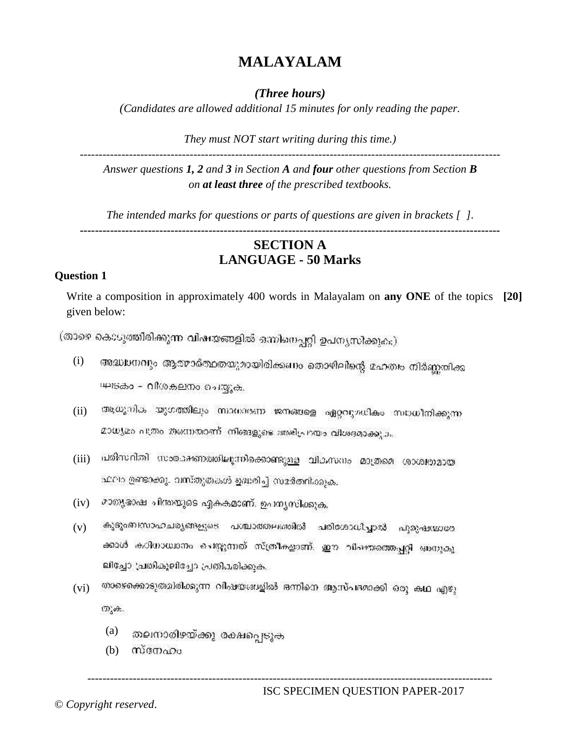# MALAYALAM

*(Three hours)*

*(Candidates are allowed additional 15 minutes for only reading the paper.*

*They must NOT start writing during this time.)*

---

*Answer questions **1, 2** and **3** in Section **A** and **four** other questions from Section **B** on **at least three** of the prescribed textbooks.*

*The intended marks for questions or parts of questions are given in brackets [ ].*

---

## SECTION A
## LANGUAGE - 50 Marks

**Question 1**

Write a composition in approximately 400 words in Malayalam on **any ONE** of the topics given below: **[20]**

(താഴെ കൊടുത്തിരിക്കുന്ന വിഷയങ്ങളിൽ ഒന്നിനെപ്പറ്റി ഉപന്യസിക്കുക)

(i) അദ്ധ്വാനവും ആത്മാർത്ഥതയുമായിരിക്കണം തൊഴിലിന്റെ മഹത്വം നിർണ്ണയിക്കേണ്ട ഘടകം - വിശകലനം ചെയ്യുക.

(ii) ആധുനിക യുഗത്തിലും സാധാരണ ജനങ്ങളെ ഏറ്റവുമധികം സ്വാധീനിക്കുന്ന മാധ്യമം പത്രം തന്നെയാണ് നിങ്ങളുടെ അഭിപ്രായം വിശദമാക്കുക.

(iii) പരിസ്ഥിതി സംരക്ഷണത്തിലൂന്നിക്കൊണ്ടുള്ള വികസനം മാത്രമേ ശാശ്വതമായ ഫലം ഉണ്ടാക്കൂ. വസ്തുതകൾ ഉദ്ധരിച്ച് സമർത്ഥിക്കുക.

(iv) മാതൃഭാഷ ചിന്തയുടെ ഏകകമാണ്. ഉപന്യസിക്കുക.

(v) കുടുംബസാഹചര്യങ്ങളുടെ പശ്ചാത്തലത്തിൽ പരിശോധിച്ചാൽ പുരുഷന്മാരേക്കാൾ കഠിനാധ്വാനം ചെയ്യുന്നത് സ്ത്രീകളാണ്. ഈ വിഷയത്തെപ്പറ്റി അനുകൂലിച്ചോ പ്രതികൂലിച്ചോ പ്രതികരിക്കുക.

(vi) താഴെക്കൊടുത്തിരിക്കുന്ന വിഷയങ്ങളിൽ ഒന്നിനെ ആസ്പദമാക്കി ഒരു കഥ എഴുതുക.

(a) തലനാരിഴയ്ക്കു രക്ഷപ്പെടുക

(b) സ്നേഹം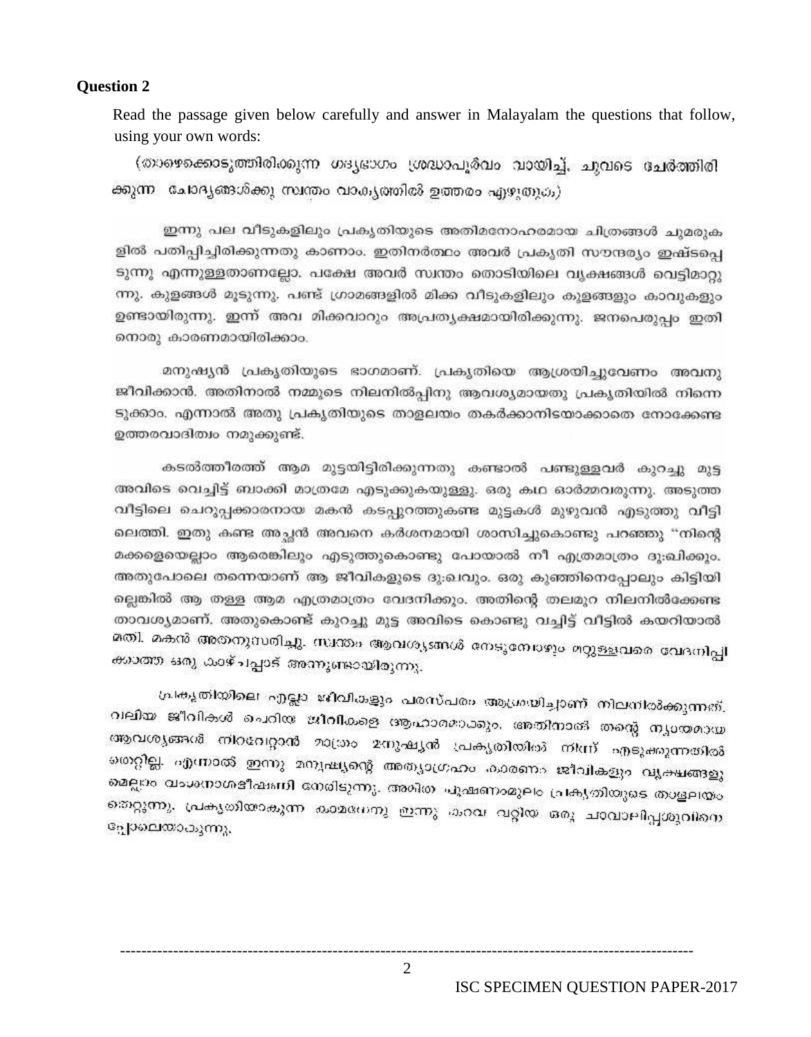**Question 2**

Read the passage given below carefully and answer in Malayalam the questions that follow, using your own words:

(താഴെക്കൊടുത്തിരിക്കുന്ന ഗദ്യഭാഗം ശ്രദ്ധാപൂർവം വായിച്ച്, ചുവടെ ചേർത്തിരിക്കുന്ന ചോദ്യങ്ങൾക്കു സ്വന്തം വാക്യത്തിൽ ഉത്തരം എഴുതുക)

ഇന്നു പല വീടുകളിലും പ്രകൃതിയുടെ അതിമനോഹരമായ ചിത്രങ്ങൾ ചുമരുകളിൽ പതിപ്പിച്ചിരിക്കുന്നതു കാണാം. ഇതിനർത്ഥം അവർ പ്രകൃതി സൗന്ദര്യം ഇഷ്ടപ്പെടുന്നു എന്നുള്ളതാണല്ലോ. പക്ഷേ അവർ സ്വന്തം തൊടിയിലെ വൃക്ഷങ്ങൾ വെട്ടിമാറ്റുന്നു. കുളങ്ങൾ മൂടുന്നു. പണ്ട് ഗ്രാമങ്ങളിൽ മിക്ക വീടുകളിലും കുളങ്ങളും കാവുകളും ഉണ്ടായിരുന്നു. ഇന്ന് അവ മിക്കവാറും അപ്രത്യക്ഷമായിരിക്കുന്നു. ജനപെരുപ്പം ഇതിനൊരു കാരണമായിരിക്കാം.

മനുഷ്യൻ പ്രകൃതിയുടെ ഭാഗമാണ്. പ്രകൃതിയെ ആശ്രയിച്ചുവേണം അവനു ജീവിക്കാൻ. അതിനാൽ നമ്മുടെ നിലനിൽപ്പിനു ആവശ്യമായതു പ്രകൃതിയിൽ നിന്നെടുക്കാം. എന്നാൽ അതു പ്രകൃതിയുടെ താളലയം തകർക്കാനിടയാക്കാതെ നോക്കേണ്ട ഉത്തരവാദിത്വം നമുക്കുണ്ട്.

കടൽത്തീരത്ത് ആമ മുട്ടയിട്ടിരിക്കുന്നതു കണ്ടാൽ പണ്ടുള്ളവർ കുറച്ചു മുട്ട അവിടെ വെച്ചിട്ട് ബാക്കി മാത്രമേ എടുക്കുകയുള്ളു. ഒരു കഥ ഓർമ്മവരുന്നു. അടുത്ത വീട്ടിലെ ചെറുപ്പക്കാരനായ മകൻ കടപ്പുറത്തുകണ്ട മുട്ടകൾ മുഴുവൻ എടുത്തു വീട്ടിലെത്തി. ഇതു കണ്ട അച്ഛൻ അവനെ കർശനമായി ശാസിച്ചുകൊണ്ടു പറഞ്ഞു "നിന്റെ മക്കളെയെല്ലാം ആരെങ്കിലും എടുത്തുകൊണ്ടു പോയാൽ നീ എത്രമാത്രം ദു:ഖിക്കും. അതുപോലെ തന്നെയാണ് ആ ജീവികളുടെ ദു:ഖവും. ഒരു കുഞ്ഞിനെപ്പോലും കിട്ടിയില്ലെങ്കിൽ ആ തള്ള ആമ എത്രമാത്രം വേദനിക്കും. അതിന്റെ തലമുറ നിലനിൽക്കേണ്ടതാവശ്യമാണ്. അതുകൊണ്ട് കുറച്ചു മുട്ട അവിടെ കൊണ്ടു വച്ചിട്ട് വീട്ടിൽ കയറിയാൽ മതി. മകൻ അതനുസരിച്ചു. സ്വന്തം ആവശ്യങ്ങൾ നേടുമ്പോഴും മറ്റുള്ളവരെ വേദനിപ്പിക്കാത്ത ഒരു കാഴ്ചപ്പാട് അന്നുണ്ടായിരുന്നു.

പ്രകൃതിയിലെ എല്ലാ ജീവികളും പരസ്പരം ആശ്രയിച്ചാണ് നിലനിൽക്കുന്നത്. വലിയ ജീവികൾ ചെറിയ ജീവികളെ ആഹാരമാക്കും. അതിനാൽ തന്റെ ന്യായമായ ആവശ്യങ്ങൾ നിറവേറ്റാൻ മാത്രം മനുഷ്യൻ പ്രകൃതിയിൽ നിന്ന് എടുക്കുന്നതിൽ തെറ്റില്ല. എന്നാൽ ഇന്നു മനുഷ്യന്റെ അത്യാഗ്രഹം കാരണം ജീവികളും വൃക്ഷങ്ങളുമെല്ലാം വംശനാശഭീഷണി നേരിടുന്നു. അമിത ചൂഷണംമൂലം പ്രകൃതിയുടെ താളലയം തെറ്റുന്നു. പ്രകൃതിയാകുന്ന കാമധേനു ഇന്നു കറവ വറ്റിയ ഒരു ചാവാലിപ്പശുവിനെപ്പോലെയാകുന്നു.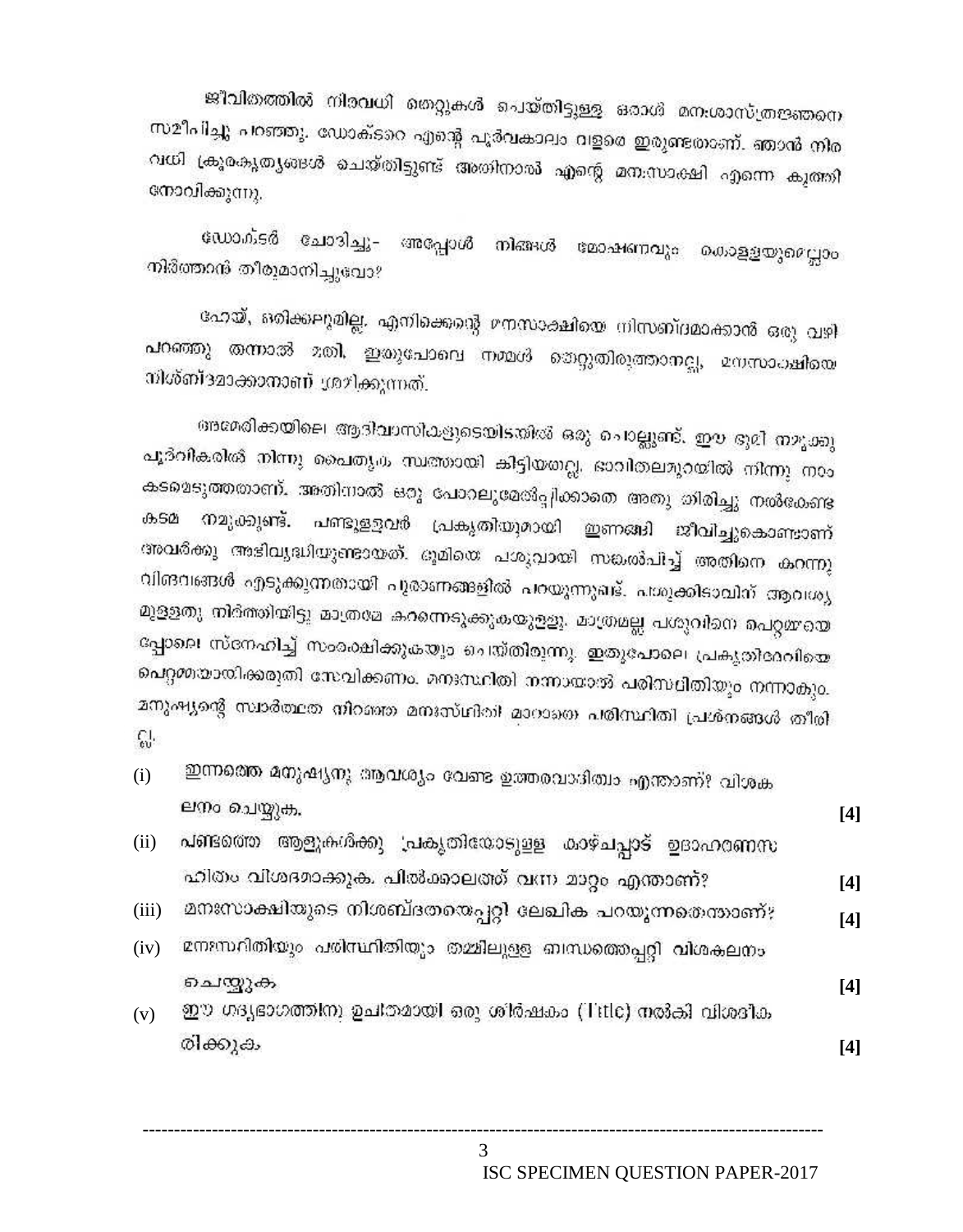ജീവിതത്തിൽ നിരവധി തെറ്റുകൾ ചെയ്തിട്ടുള്ള ഒരാൾ മനഃശാസ്ത്രജ്ഞനെ സമീപിച്ചു പറഞ്ഞു. ഡോക്ടറെ എന്റെ പൂർവകാലം വളരെ ഇരുണ്ടതാണ്. ഞാൻ നിരവധി ക്രൂരകൃത്യങ്ങൾ ചെയ്തിട്ടുണ്ട് അതിനാൽ എന്റെ മനഃസാക്ഷി എന്നെ കുത്തി നോവിക്കുന്നു.

ഡോക്ടർ ചോദിച്ചു- അപ്പോൾ നിങ്ങൾ മോഷണവും കൊള്ളയുമെല്ലാം നിർത്താൻ തീരുമാനിച്ചുവോ?

ഹേയ്, ഒരിക്കലുമില്ല. എനിക്കെന്റെ മനസാക്ഷിയെ നിശബ്ദമാക്കാൻ ഒരു വഴി പറഞ്ഞു തന്നാൽ മതി. ഇതുപോലെ നമ്മൾ തെറ്റുതിരുത്താനല്ല, മനഃസാക്ഷിയെ നിശ്ശബ്ദമാക്കാനാണ് ശ്രമിക്കുന്നത്.

അമേരിക്കയിലെ ആദിവാസികളുടെയിടയിൽ ഒരു ചൊല്ലുണ്ട്. ഈ ഭൂമി നമുക്കു പൂർവികരിൽ നിന്നു പൈതൃക സ്വത്തായി കിട്ടിയതല്ല. ഭാവിതലമുറയിൽ നിന്നു നാം കടമെടുത്തതാണ്. അതിനാൽ ഒരു പോറലുമേൽപ്പിക്കാതെ അതു തിരിച്ചു നൽകേണ്ട കടമ നമുക്കുണ്ട്. പണ്ടുള്ളവർ പ്രകൃതിയുമായി ഇണങ്ങി ജീവിച്ചുകൊണ്ടാണ് അവർക്കു അഭിവൃദ്ധിയുണ്ടായത്. ഭൂമിയെ പശുവായി സങ്കൽപിച്ച് അതിനെ കറന്നു വിഭവങ്ങൾ എടുക്കുന്നതായി പുരാണങ്ങളിൽ പറയുന്നുണ്ട്. പശുക്കിടാവിന് ആവശ്യമുള്ളതു നിർത്തിയിട്ടു മാത്രമേ കറന്നെടുക്കുകയുള്ളൂ. മാത്രമല്ല പശുവിനെ പെറ്റമ്മയെപ്പോലെ സ്നേഹിച്ച് സംരക്ഷിക്കുകയും ചെയ്തിരുന്നു. ഇതുപോലെ പ്രകൃതിദേവിയെ പെറ്റമ്മയായിക്കരുതി സേവിക്കണം. മനഃസ്ഥിതി നന്നായാൽ പരിസ്ഥിതിയും നന്നാകും. മനുഷ്യന്റെ സ്വാർത്ഥത നിറഞ്ഞ മനഃസ്ഥിതി മാറാതെ പരിസ്ഥിതി പ്രശ്നങ്ങൾ തീരില്ല.

(i) ഇന്നത്തെ മനുഷ്യനു ആവശ്യം വേണ്ട ഉത്തരവാദിത്വം എന്താണ്? വിശകലനം ചെയ്യുക. **[4]**

(ii) പണ്ടത്തെ ആളുകൾക്കു പ്രകൃതിയോടുള്ള കാഴ്ചപ്പാട് ഉദാഹരണസഹിതം വിശദമാക്കുക. പിൽക്കാലത്ത് വന്ന മാറ്റം എന്താണ്? **[4]**

(iii) മനഃസാക്ഷിയുടെ നിശബ്ദതയെപ്പറ്റി ലേഖിക പറയുന്നതെന്താണ്? **[4]**

(iv) മനഃസ്ഥിതിയും പരിസ്ഥിതിയും തമ്മിലുള്ള ബന്ധത്തെപ്പറ്റി വിശകലനം ചെയ്യുക **[4]**

(v) ഈ ഗദ്യഭാഗത്തിനു ഉചിതമായി ഒരു ശീർഷകം (Title) നൽകി വിശദീകരിക്കുക **[4]**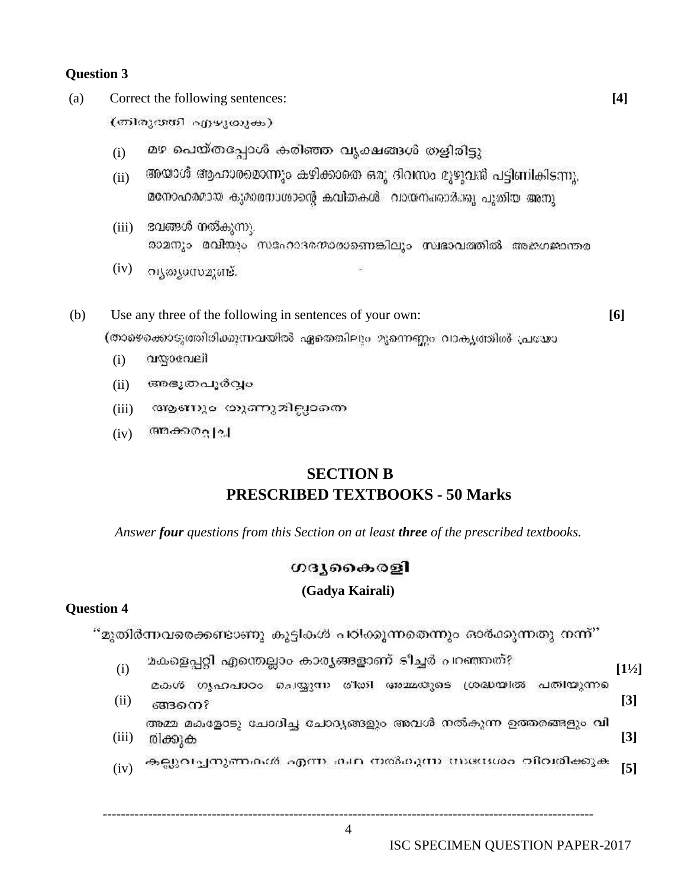### Question 3

(a) Correct the following sentences: **[4]**

(തിരുത്തി എഴുതുക)

(i) മഴ പെയ്തപ്പോൾ കരിഞ്ഞ വൃക്ഷങ്ങൾ തളിരിട്ടു.

(ii) അയാൾ ആഹാരമൊന്നും കഴിക്കാതെ ഒരു ദിവസം മുഴുവൻ പട്ടിണികിടന്നു.

(iii) മനോഹരമായ കുമാരനാശാന്റെ കവിതകൾ വായനക്കാർക്കു പുതിയ അനുഭവങ്ങൾ നൽകുന്നു.

(iv) രാമനും രവിയും സഹോദരന്മാരാണെങ്കിലും സ്വഭാവത്തിൽ അജഗജാന്തര വ്യത്യാസമുണ്ട്.

(b) Use any three of the following in sentences of your own: **[6]**

(താഴെക്കൊടുത്തിരിക്കുന്നവയിൽ ഏതെങ്കിലും മൂന്നെണ്ണം വാക്യത്തിൽ പ്രയോ

(i) വസ്തംവെലി

(ii) അഭൂതപൂർവ്വം

(iii) ആണോ പെണ്ണോ ഇല്ലാതെ

(iv) അക്കരപ്പച്ച

## SECTION B
## PRESCRIBED TEXTBOOKS - 50 Marks

*Answer **four** questions from this Section on at least **three** of the prescribed textbooks.*

### ഗദ്യകൈരളി

**(Gadya Kairali)**

### Question 4

"മുതിർന്നവരെക്കണ്ടാണു കുട്ടികൾ പഠിക്കുന്നതെന്നും ഓർക്കുന്നതു നന്ന്"

(i) മകളെപ്പറ്റി എന്തെല്ലാം കാര്യങ്ങളാണ് ടീച്ചർ പറഞ്ഞത്? **[1½]**

(ii) മകൾ ഗൃഹപാഠം ചെയ്യുന്ന രീതി അമ്മയുടെ ശ്രദ്ധയിൽ പതിയുന്നതെങ്ങനെ? **[3]**

(iii) അമ്മ മകളോടു ചോദിച്ച ചോദ്യങ്ങളും അവൾ നൽകുന്ന ഉത്തരങ്ങളും വിവരിക്കുക **[3]**

(iv) കല്ലുവെച്ചനുണകൾ എന്ന കഥ നൽകുന്ന സന്ദേശം വിവരിക്കുക **[5]**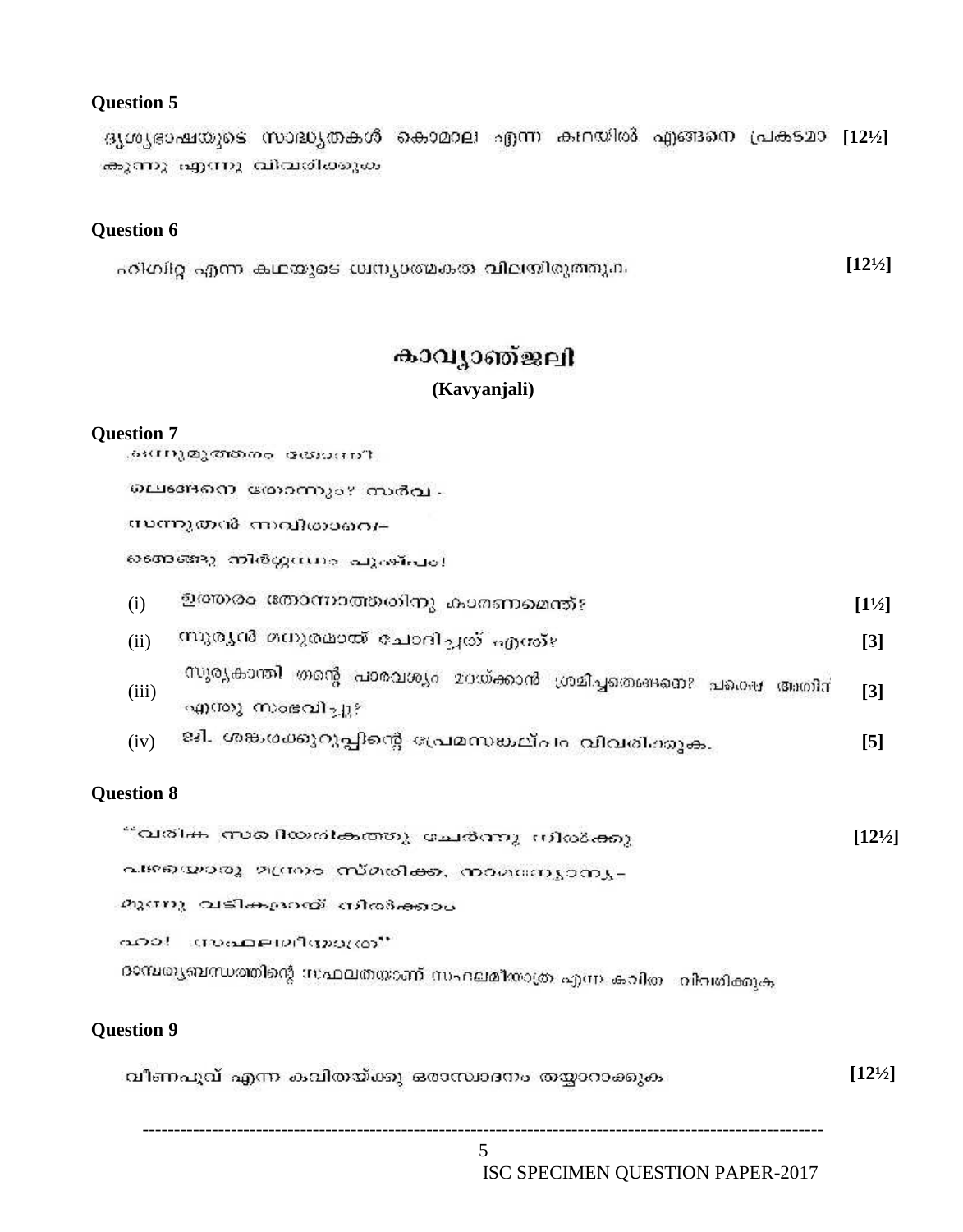**Question 5**

ദൃശ്യഭാഷയുടെ സാദ്ധ്യതകൾ കൊമാല എന്ന കഥയിൽ എങ്ങനെ പ്രകടമാകുന്നു എന്നു വിവരിക്കുക **[12½]**

**Question 6**

ഹിഗിറ്റ എന്ന കഥയുടെ ധ്വന്യാത്മകത വിലയിരുത്തുക. **[12½]**

## കാവ്യാഞ്ജലി

**(Kavyanjali)**

**Question 7**

ഒന്നുമുത്തരം തോന്നി-

ല്ലെങ്ങനെ തോന്നും? സർവ-

സന്നുതൻ സവിതാവെ-

ങ്ങെങ്ങു നിർഗ്ഗന്ധം പുഷ്പം!

| | | |
|---|---|---|
| (i) | ഉത്തരം തോന്നാത്തതിനു കാരണമെന്ത്? | [1½] |
| (ii) | സൂര്യൻ മധുരമായ് ചോദിച്ചത് എന്ത്? | [3] |
| (iii) | സൂര്യകാന്തി തന്റെ പാരവശ്യം മറയ്ക്കാൻ ശ്രമിച്ചതെങ്ങനെ? പക്ഷെ അതിന് എന്തു സംഭവിച്ചു? | [3] |
| (iv) | ജി. ശങ്കരക്കുറുപ്പിന്റെ പ്രേമസങ്കല്പം വിവരിക്കുക. | [5] |

**Question 8**

"വരിക സഖി യരികത്തു ചേർന്നു നിൽക്കൂ **[12½]**

പഴയൊരു മന്ത്രം സ്മരിക്ക, നാമന്യോന്യ-

മൂന്നു വടികളായ് നിൽക്കാം

ഹാ! സഫലമീയാത്ര"

ദാമ്പത്യബന്ധത്തിന്റെ സഫലതയാണ് സഫലമീയാത്ര എന്ന കവിത - വിവരിക്കുക

**Question 9**

വീണപൂവ് എന്ന കവിതയ്ക്കു ഒരാസ്വാദനം തയ്യാറാക്കുക **[12½]**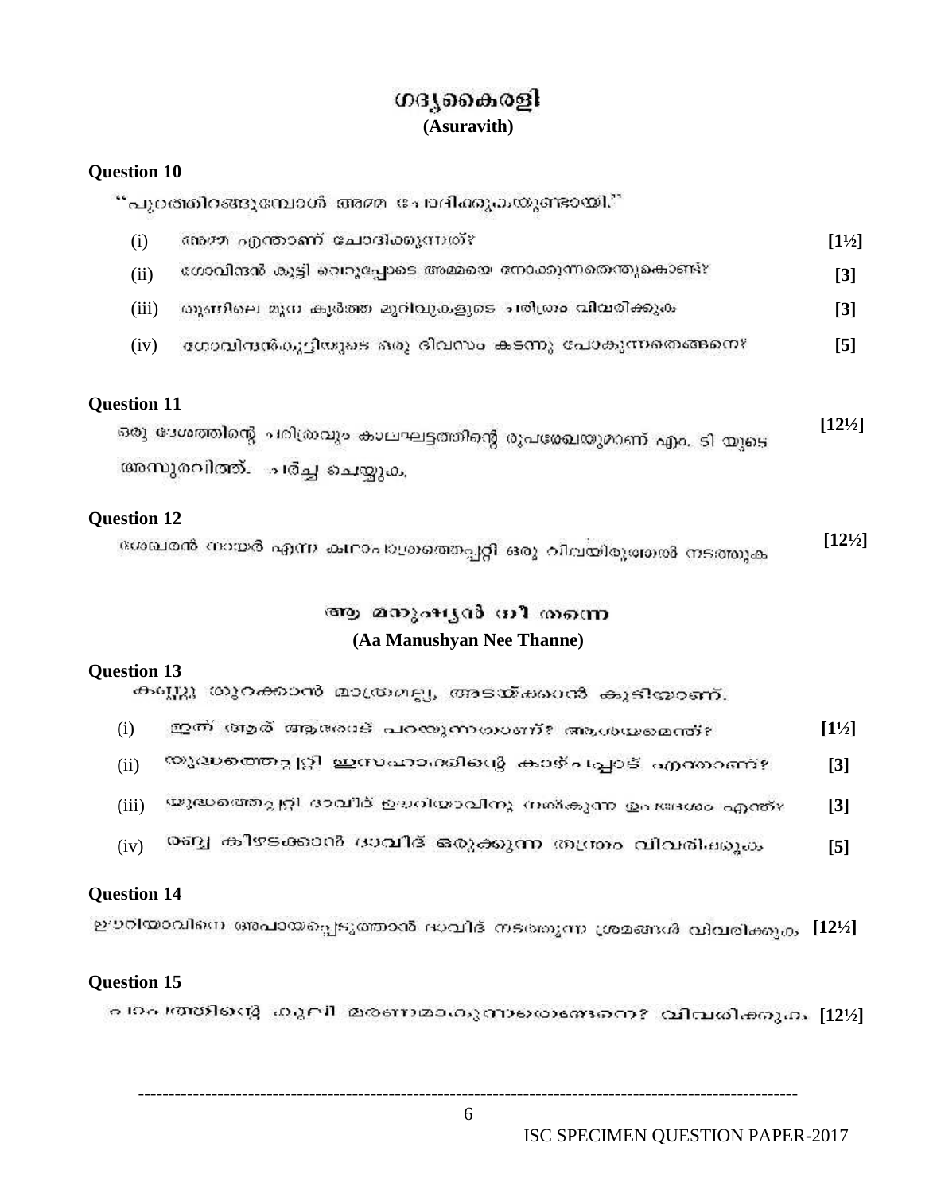## ഗദ്യകൈരളി

**(Asuravith)**

**Question 10**

"പുറത്തിറങ്ങുമ്പോൾ അമ്മ ചോദിക്കുകയുണ്ടായി."

(i) അമ്മ എന്താണ് ചോദിക്കുന്നത്? **[1½]**

(ii) ഗോവിന്ദൻ കുട്ടി വെറുപ്പോടെ അമ്മയെ നോക്കുന്നതെന്തുകൊണ്ട്? **[3]**

(iii) മുഖത്തിലെ മുഖം കൂർത്ത മുറിവുകളുടെ ചരിത്രം വിവരിക്കുക. **[3]**

(iv) ഗോവിന്ദൻകുട്ടിയുടെ ഒരു ദിവസം കടന്നു പോകുന്നതെങ്ങനെ? **[5]**

**Question 11**

ഒരു ദേശത്തിന്റെ ചരിത്രവും കാലഘട്ടത്തിന്റെ രൂപരേഖയുമാണ് എം. ടി യുടെ അസുരവിത്ത്. ചർച്ച ചെയ്യുക. **[12½]**

**Question 12**

ശേഖരൻ നായർ എന്ന കഥാപാത്രത്തെപ്പറ്റി ഒരു നിരൂപണം നടത്തുക **[12½]**

## ആ മനുഷ്യൻ നീ തന്നെ

**(Aa Manushyan Nee Thanne)**

**Question 13**

കണ്ണു തുറക്കാൻ മാത്രമല്ല, അടയ്ക്കാൻ കൂടിയാണ്.

(i) ഇത് ആര് ആരോട് പറയുന്നതാണ്? ആശയമെന്ത്? **[1½]**

(ii) യുദ്ധത്തെപ്പറ്റി ഇസഹാക്കിന്റെ കാഴ്ചപ്പാട് എന്താണ്? **[3]**

(iii) യുദ്ധത്തെപ്പറ്റി ദാവീദ് ഊറിയാവിനു നൽകുന്ന ഉപദേശം എന്ത്? **[3]**

(iv) ബത്ഷേബയെ കീഴടക്കാൻ ദാവീദ് ഒരുക്കുന്ന തന്ത്രം വിവരിക്കുക. **[5]**

**Question 14**

ഊറിയാവിനെ അപായപ്പെടുത്താൻ ദാവീദ് നടത്തുന്ന ശ്രമങ്ങൾ വിവരിക്കുക. **[12½]**

**Question 15**

നാടകത്തിന്റെ പേര് അർത്ഥപൂർണമാകുന്നതെങ്ങനെ? വിവരിക്കുക. **[12½]**